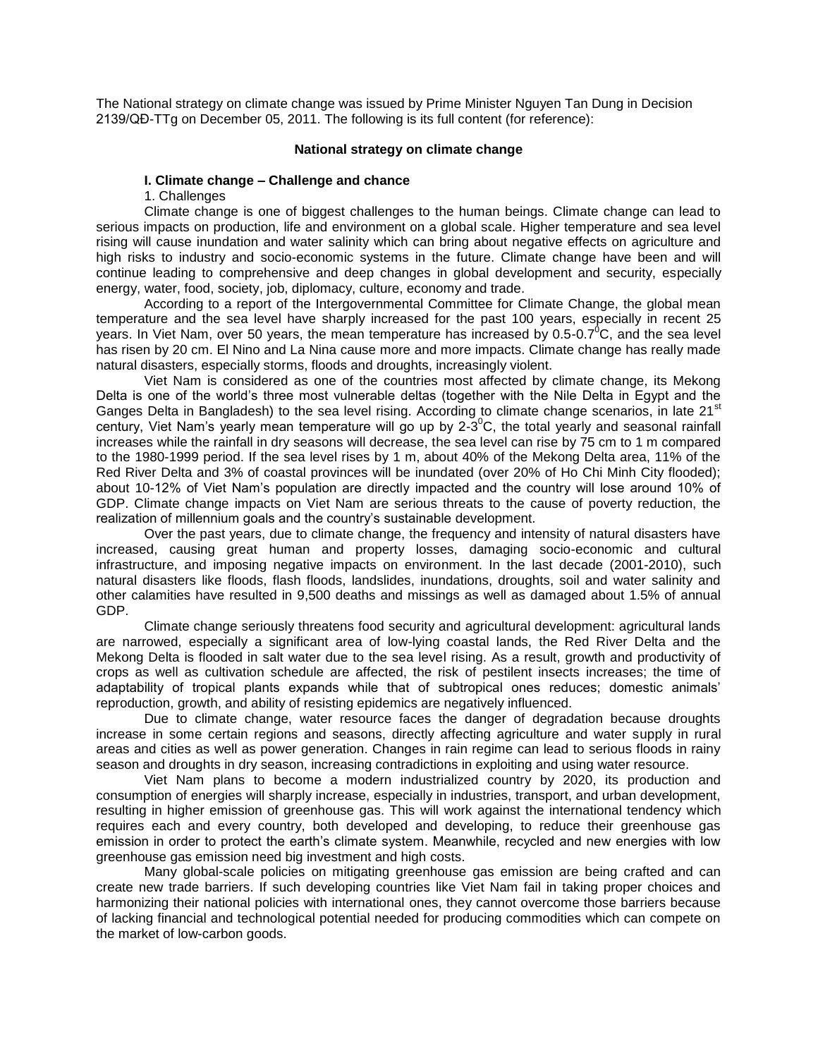The National strategy on climate change was issued by Prime Minister Nguyen Tan Dung in Decision 2139/QĐ-TTg on December 05, 2011. The following is its full content (for reference):

## National strategy on climate change

### I. Climate change – Challenge and chance

1. Challenges

Climate change is one of biggest challenges to the human beings. Climate change can lead to serious impacts on production, life and environment on a global scale. Higher temperature and sea level rising will cause inundation and water salinity which can bring about negative effects on agriculture and high risks to industry and socio-economic systems in the future. Climate change have been and will continue leading to comprehensive and deep changes in global development and security, especially energy, water, food, society, job, diplomacy, culture, economy and trade.

According to a report of the Intergovernmental Committee for Climate Change, the global mean temperature and the sea level have sharply increased for the past 100 years, especially in recent 25 years. In Viet Nam, over 50 years, the mean temperature has increased by 0.5-0.7$^0$C, and the sea level has risen by 20 cm. El Nino and La Nina cause more and more impacts. Climate change has really made natural disasters, especially storms, floods and droughts, increasingly violent.

Viet Nam is considered as one of the countries most affected by climate change, its Mekong Delta is one of the world's three most vulnerable deltas (together with the Nile Delta in Egypt and the Ganges Delta in Bangladesh) to the sea level rising. According to climate change scenarios, in late 21st century, Viet Nam's yearly mean temperature will go up by 2-3$^0$C, the total yearly and seasonal rainfall increases while the rainfall in dry seasons will decrease, the sea level can rise by 75 cm to 1 m compared to the 1980-1999 period. If the sea level rises by 1 m, about 40% of the Mekong Delta area, 11% of the Red River Delta and 3% of coastal provinces will be inundated (over 20% of Ho Chi Minh City flooded); about 10-12% of Viet Nam's population are directly impacted and the country will lose around 10% of GDP. Climate change impacts on Viet Nam are serious threats to the cause of poverty reduction, the realization of millennium goals and the country's sustainable development.

Over the past years, due to climate change, the frequency and intensity of natural disasters have increased, causing great human and property losses, damaging socio-economic and cultural infrastructure, and imposing negative impacts on environment. In the last decade (2001-2010), such natural disasters like floods, flash floods, landslides, inundations, droughts, soil and water salinity and other calamities have resulted in 9,500 deaths and missings as well as damaged about 1.5% of annual GDP.

Climate change seriously threatens food security and agricultural development: agricultural lands are narrowed, especially a significant area of low-lying coastal lands, the Red River Delta and the Mekong Delta is flooded in salt water due to the sea level rising. As a result, growth and productivity of crops as well as cultivation schedule are affected, the risk of pestilent insects increases; the time of adaptability of tropical plants expands while that of subtropical ones reduces; domestic animals' reproduction, growth, and ability of resisting epidemics are negatively influenced.

Due to climate change, water resource faces the danger of degradation because droughts increase in some certain regions and seasons, directly affecting agriculture and water supply in rural areas and cities as well as power generation. Changes in rain regime can lead to serious floods in rainy season and droughts in dry season, increasing contradictions in exploiting and using water resource.

Viet Nam plans to become a modern industrialized country by 2020, its production and consumption of energies will sharply increase, especially in industries, transport, and urban development, resulting in higher emission of greenhouse gas. This will work against the international tendency which requires each and every country, both developed and developing, to reduce their greenhouse gas emission in order to protect the earth's climate system. Meanwhile, recycled and new energies with low greenhouse gas emission need big investment and high costs.

Many global-scale policies on mitigating greenhouse gas emission are being crafted and can create new trade barriers. If such developing countries like Viet Nam fail in taking proper choices and harmonizing their national policies with international ones, they cannot overcome those barriers because of lacking financial and technological potential needed for producing commodities which can compete on the market of low-carbon goods.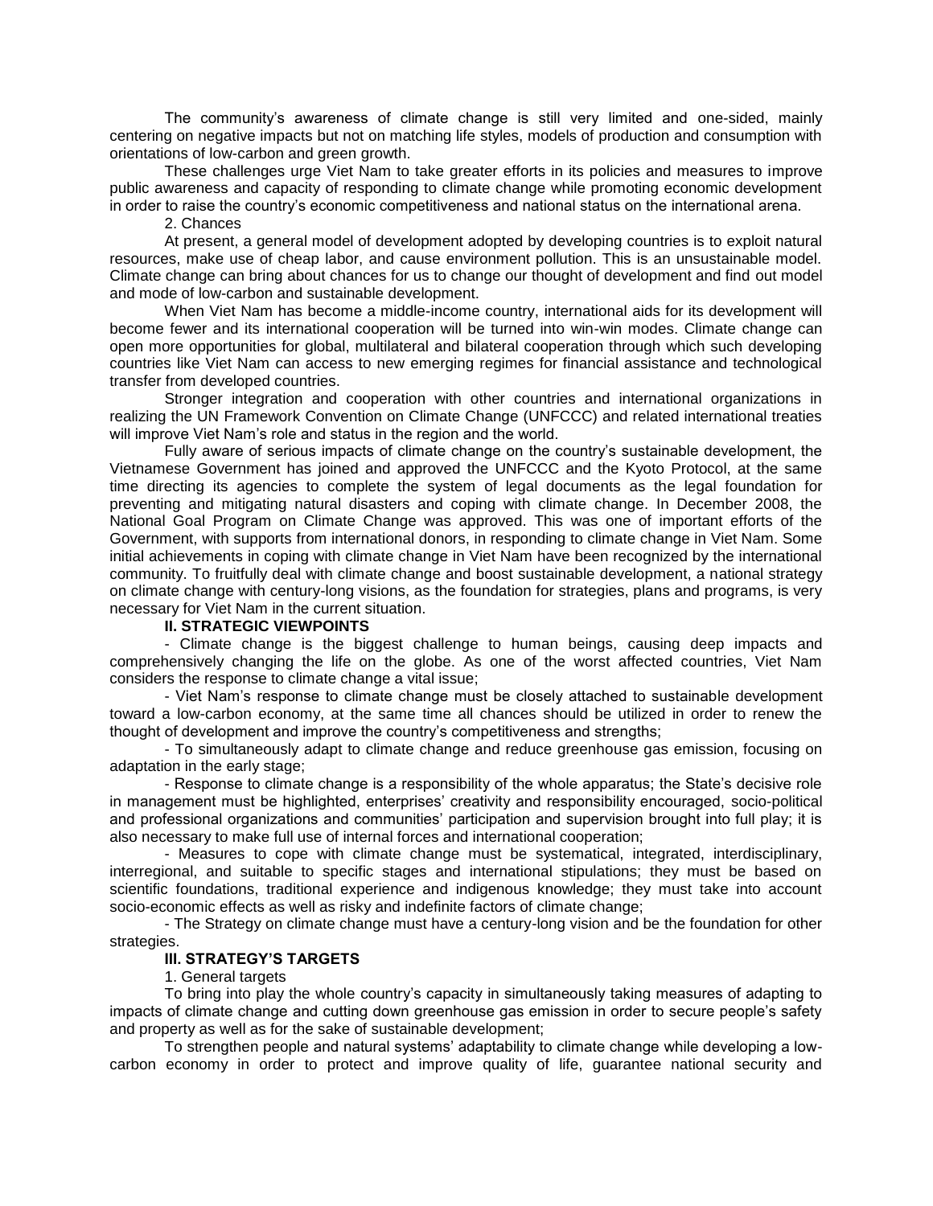The community's awareness of climate change is still very limited and one-sided, mainly centering on negative impacts but not on matching life styles, models of production and consumption with orientations of low-carbon and green growth.

These challenges urge Viet Nam to take greater efforts in its policies and measures to improve public awareness and capacity of responding to climate change while promoting economic development in order to raise the country's economic competitiveness and national status on the international arena.

2. Chances

At present, a general model of development adopted by developing countries is to exploit natural resources, make use of cheap labor, and cause environment pollution. This is an unsustainable model. Climate change can bring about chances for us to change our thought of development and find out model and mode of low-carbon and sustainable development.

When Viet Nam has become a middle-income country, international aids for its development will become fewer and its international cooperation will be turned into win-win modes. Climate change can open more opportunities for global, multilateral and bilateral cooperation through which such developing countries like Viet Nam can access to new emerging regimes for financial assistance and technological transfer from developed countries.

Stronger integration and cooperation with other countries and international organizations in realizing the UN Framework Convention on Climate Change (UNFCCC) and related international treaties will improve Viet Nam's role and status in the region and the world.

Fully aware of serious impacts of climate change on the country's sustainable development, the Vietnamese Government has joined and approved the UNFCCC and the Kyoto Protocol, at the same time directing its agencies to complete the system of legal documents as the legal foundation for preventing and mitigating natural disasters and coping with climate change. In December 2008, the National Goal Program on Climate Change was approved. This was one of important efforts of the Government, with supports from international donors, in responding to climate change in Viet Nam. Some initial achievements in coping with climate change in Viet Nam have been recognized by the international community. To fruitfully deal with climate change and boost sustainable development, a national strategy on climate change with century-long visions, as the foundation for strategies, plans and programs, is very necessary for Viet Nam in the current situation.

## II. STRATEGIC VIEWPOINTS

- Climate change is the biggest challenge to human beings, causing deep impacts and comprehensively changing the life on the globe. As one of the worst affected countries, Viet Nam considers the response to climate change a vital issue;
- Viet Nam's response to climate change must be closely attached to sustainable development toward a low-carbon economy, at the same time all chances should be utilized in order to renew the thought of development and improve the country's competitiveness and strengths;
- To simultaneously adapt to climate change and reduce greenhouse gas emission, focusing on adaptation in the early stage;
- Response to climate change is a responsibility of the whole apparatus; the State's decisive role in management must be highlighted, enterprises' creativity and responsibility encouraged, socio-political and professional organizations and communities' participation and supervision brought into full play; it is also necessary to make full use of internal forces and international cooperation;
- Measures to cope with climate change must be systematical, integrated, interdisciplinary, interregional, and suitable to specific stages and international stipulations; they must be based on scientific foundations, traditional experience and indigenous knowledge; they must take into account socio-economic effects as well as risky and indefinite factors of climate change;
- The Strategy on climate change must have a century-long vision and be the foundation for other strategies.

## III. STRATEGY'S TARGETS

1. General targets

To bring into play the whole country's capacity in simultaneously taking measures of adapting to impacts of climate change and cutting down greenhouse gas emission in order to secure people's safety and property as well as for the sake of sustainable development;

To strengthen people and natural systems' adaptability to climate change while developing a low-carbon economy in order to protect and improve quality of life, guarantee national security and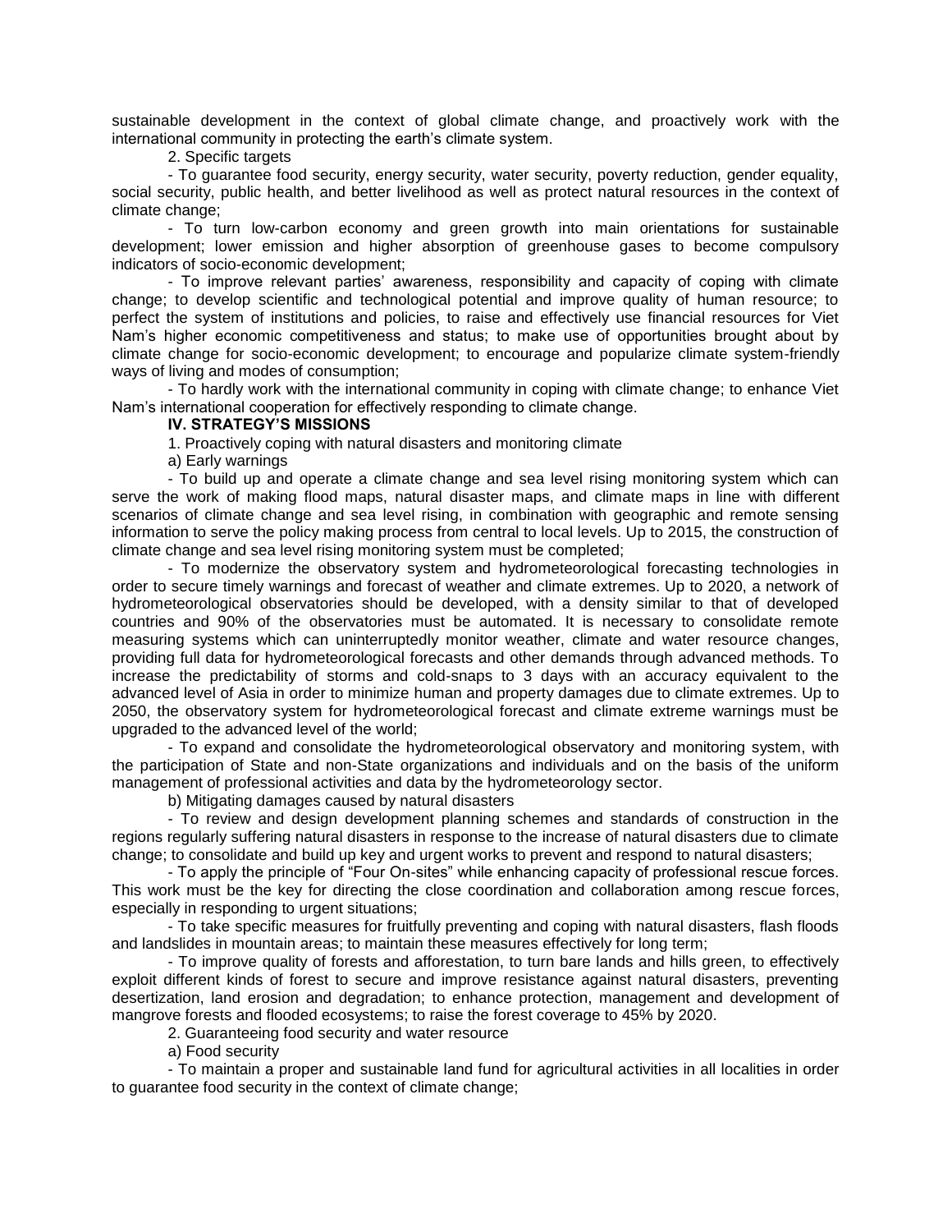sustainable development in the context of global climate change, and proactively work with the international community in protecting the earth's climate system.

2. Specific targets

- To guarantee food security, energy security, water security, poverty reduction, gender equality, social security, public health, and better livelihood as well as protect natural resources in the context of climate change;

- To turn low-carbon economy and green growth into main orientations for sustainable development; lower emission and higher absorption of greenhouse gases to become compulsory indicators of socio-economic development;

- To improve relevant parties' awareness, responsibility and capacity of coping with climate change; to develop scientific and technological potential and improve quality of human resource; to perfect the system of institutions and policies, to raise and effectively use financial resources for Viet Nam's higher economic competitiveness and status; to make use of opportunities brought about by climate change for socio-economic development; to encourage and popularize climate system-friendly ways of living and modes of consumption;

- To hardly work with the international community in coping with climate change; to enhance Viet Nam's international cooperation for effectively responding to climate change.

**IV. STRATEGY'S MISSIONS**

1. Proactively coping with natural disasters and monitoring climate

a) Early warnings

- To build up and operate a climate change and sea level rising monitoring system which can serve the work of making flood maps, natural disaster maps, and climate maps in line with different scenarios of climate change and sea level rising, in combination with geographic and remote sensing information to serve the policy making process from central to local levels. Up to 2015, the construction of climate change and sea level rising monitoring system must be completed;

- To modernize the observatory system and hydrometeorological forecasting technologies in order to secure timely warnings and forecast of weather and climate extremes. Up to 2020, a network of hydrometeorological observatories should be developed, with a density similar to that of developed countries and 90% of the observatories must be automated. It is necessary to consolidate remote measuring systems which can uninterruptedly monitor weather, climate and water resource changes, providing full data for hydrometeorological forecasts and other demands through advanced methods. To increase the predictability of storms and cold-snaps to 3 days with an accuracy equivalent to the advanced level of Asia in order to minimize human and property damages due to climate extremes. Up to 2050, the observatory system for hydrometeorological forecast and climate extreme warnings must be upgraded to the advanced level of the world;

- To expand and consolidate the hydrometeorological observatory and monitoring system, with the participation of State and non-State organizations and individuals and on the basis of the uniform management of professional activities and data by the hydrometeorology sector.

b) Mitigating damages caused by natural disasters

- To review and design development planning schemes and standards of construction in the regions regularly suffering natural disasters in response to the increase of natural disasters due to climate change; to consolidate and build up key and urgent works to prevent and respond to natural disasters;

- To apply the principle of "Four On-sites" while enhancing capacity of professional rescue forces. This work must be the key for directing the close coordination and collaboration among rescue forces, especially in responding to urgent situations;

- To take specific measures for fruitfully preventing and coping with natural disasters, flash floods and landslides in mountain areas; to maintain these measures effectively for long term;

- To improve quality of forests and afforestation, to turn bare lands and hills green, to effectively exploit different kinds of forest to secure and improve resistance against natural disasters, preventing desertization, land erosion and degradation; to enhance protection, management and development of mangrove forests and flooded ecosystems; to raise the forest coverage to 45% by 2020.

2. Guaranteeing food security and water resource

a) Food security

- To maintain a proper and sustainable land fund for agricultural activities in all localities in order to guarantee food security in the context of climate change;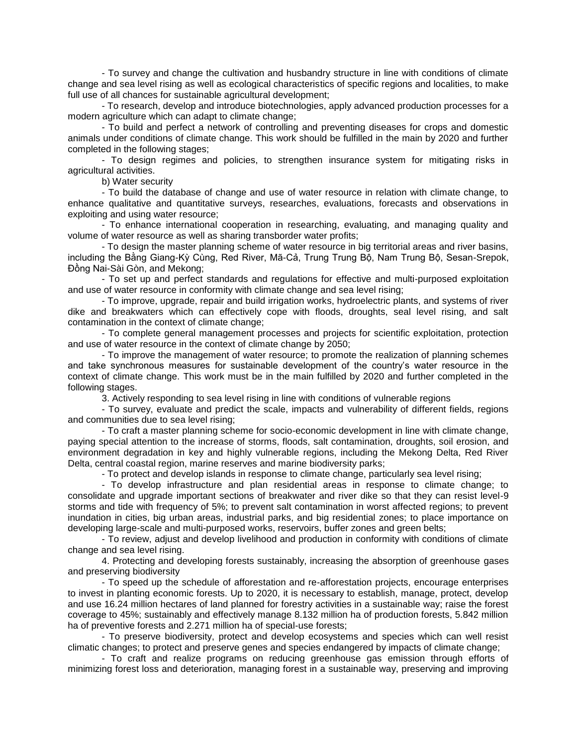- To survey and change the cultivation and husbandry structure in line with conditions of climate change and sea level rising as well as ecological characteristics of specific regions and localities, to make full use of all chances for sustainable agricultural development;

- To research, develop and introduce biotechnologies, apply advanced production processes for a modern agriculture which can adapt to climate change;

- To build and perfect a network of controlling and preventing diseases for crops and domestic animals under conditions of climate change. This work should be fulfilled in the main by 2020 and further completed in the following stages;

- To design regimes and policies, to strengthen insurance system for mitigating risks in agricultural activities.

b) Water security

- To build the database of change and use of water resource in relation with climate change, to enhance qualitative and quantitative surveys, researches, evaluations, forecasts and observations in exploiting and using water resource;

- To enhance international cooperation in researching, evaluating, and managing quality and volume of water resource as well as sharing transborder water profits;

- To design the master planning scheme of water resource in big territorial areas and river basins, including the Bằng Giang-Kỳ Cùng, Red River, Mã-Cả, Trung Trung Bộ, Nam Trung Bộ, Sesan-Srepok, Đồng Nai-Sài Gòn, and Mekong;

- To set up and perfect standards and regulations for effective and multi-purposed exploitation and use of water resource in conformity with climate change and sea level rising;

- To improve, upgrade, repair and build irrigation works, hydroelectric plants, and systems of river dike and breakwaters which can effectively cope with floods, droughts, seal level rising, and salt contamination in the context of climate change;

- To complete general management processes and projects for scientific exploitation, protection and use of water resource in the context of climate change by 2050;

- To improve the management of water resource; to promote the realization of planning schemes and take synchronous measures for sustainable development of the country's water resource in the context of climate change. This work must be in the main fulfilled by 2020 and further completed in the following stages.

3. Actively responding to sea level rising in line with conditions of vulnerable regions

- To survey, evaluate and predict the scale, impacts and vulnerability of different fields, regions and communities due to sea level rising;

- To craft a master planning scheme for socio-economic development in line with climate change, paying special attention to the increase of storms, floods, salt contamination, droughts, soil erosion, and environment degradation in key and highly vulnerable regions, including the Mekong Delta, Red River Delta, central coastal region, marine reserves and marine biodiversity parks;

- To protect and develop islands in response to climate change, particularly sea level rising;

- To develop infrastructure and plan residential areas in response to climate change; to consolidate and upgrade important sections of breakwater and river dike so that they can resist level-9 storms and tide with frequency of 5%; to prevent salt contamination in worst affected regions; to prevent inundation in cities, big urban areas, industrial parks, and big residential zones; to place importance on developing large-scale and multi-purposed works, reservoirs, buffer zones and green belts;

- To review, adjust and develop livelihood and production in conformity with conditions of climate change and sea level rising.

4. Protecting and developing forests sustainably, increasing the absorption of greenhouse gases and preserving biodiversity

- To speed up the schedule of afforestation and re-afforestation projects, encourage enterprises to invest in planting economic forests. Up to 2020, it is necessary to establish, manage, protect, develop and use 16.24 million hectares of land planned for forestry activities in a sustainable way; raise the forest coverage to 45%; sustainably and effectively manage 8.132 million ha of production forests, 5.842 million ha of preventive forests and 2.271 million ha of special-use forests;

- To preserve biodiversity, protect and develop ecosystems and species which can well resist climatic changes; to protect and preserve genes and species endangered by impacts of climate change;

- To craft and realize programs on reducing greenhouse gas emission through efforts of minimizing forest loss and deterioration, managing forest in a sustainable way, preserving and improving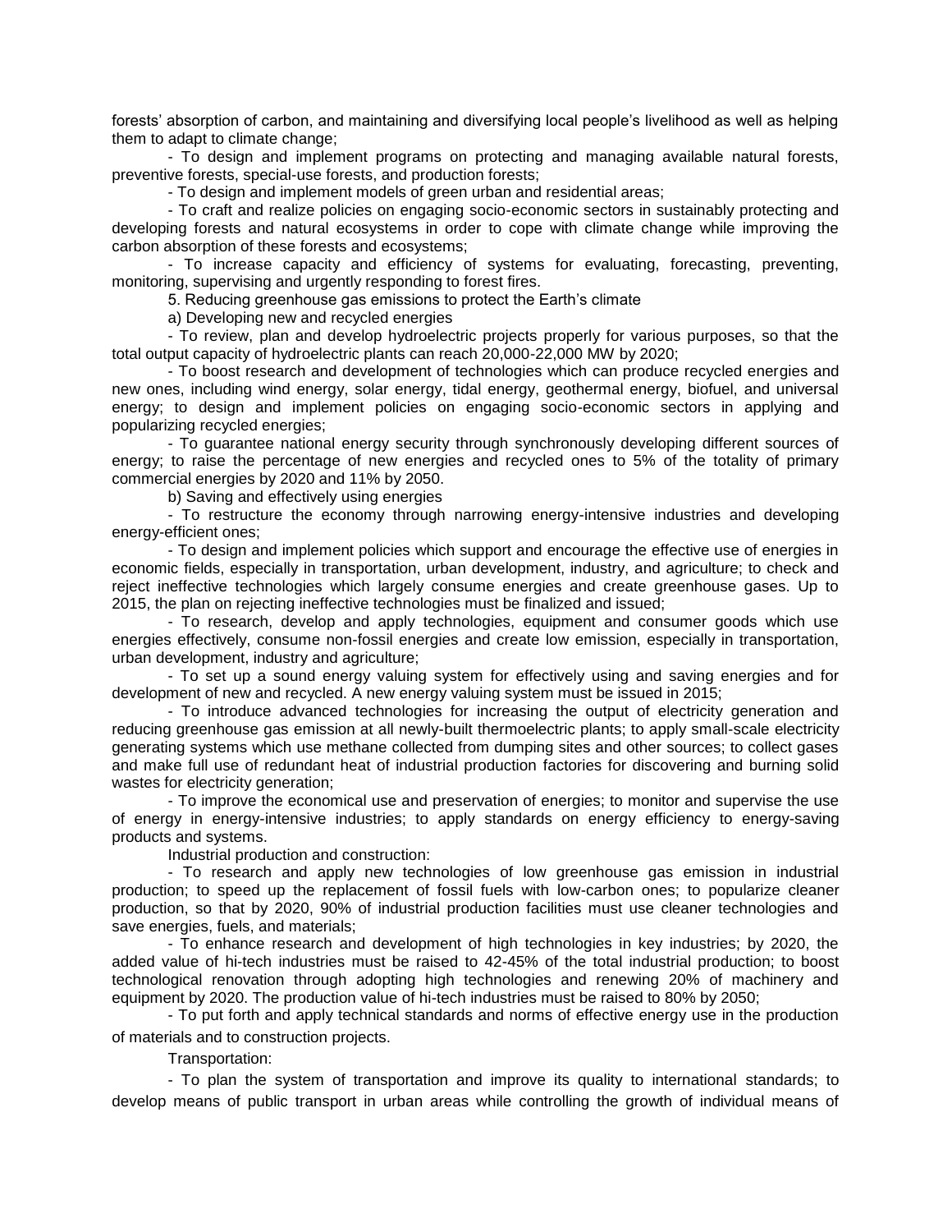forests' absorption of carbon, and maintaining and diversifying local people's livelihood as well as helping them to adapt to climate change;

- To design and implement programs on protecting and managing available natural forests, preventive forests, special-use forests, and production forests;
- To design and implement models of green urban and residential areas;
- To craft and realize policies on engaging socio-economic sectors in sustainably protecting and developing forests and natural ecosystems in order to cope with climate change while improving the carbon absorption of these forests and ecosystems;
- To increase capacity and efficiency of systems for evaluating, forecasting, preventing, monitoring, supervising and urgently responding to forest fires.

5. Reducing greenhouse gas emissions to protect the Earth's climate

a) Developing new and recycled energies

- To review, plan and develop hydroelectric projects properly for various purposes, so that the total output capacity of hydroelectric plants can reach 20,000-22,000 MW by 2020;
- To boost research and development of technologies which can produce recycled energies and new ones, including wind energy, solar energy, tidal energy, geothermal energy, biofuel, and universal energy; to design and implement policies on engaging socio-economic sectors in applying and popularizing recycled energies;
- To guarantee national energy security through synchronously developing different sources of energy; to raise the percentage of new energies and recycled ones to 5% of the totality of primary commercial energies by 2020 and 11% by 2050.

b) Saving and effectively using energies

- To restructure the economy through narrowing energy-intensive industries and developing energy-efficient ones;
- To design and implement policies which support and encourage the effective use of energies in economic fields, especially in transportation, urban development, industry, and agriculture; to check and reject ineffective technologies which largely consume energies and create greenhouse gases. Up to 2015, the plan on rejecting ineffective technologies must be finalized and issued;
- To research, develop and apply technologies, equipment and consumer goods which use energies effectively, consume non-fossil energies and create low emission, especially in transportation, urban development, industry and agriculture;
- To set up a sound energy valuing system for effectively using and saving energies and for development of new and recycled. A new energy valuing system must be issued in 2015;
- To introduce advanced technologies for increasing the output of electricity generation and reducing greenhouse gas emission at all newly-built thermoelectric plants; to apply small-scale electricity generating systems which use methane collected from dumping sites and other sources; to collect gases and make full use of redundant heat of industrial production factories for discovering and burning solid wastes for electricity generation;
- To improve the economical use and preservation of energies; to monitor and supervise the use of energy in energy-intensive industries; to apply standards on energy efficiency to energy-saving products and systems.

Industrial production and construction:

- To research and apply new technologies of low greenhouse gas emission in industrial production; to speed up the replacement of fossil fuels with low-carbon ones; to popularize cleaner production, so that by 2020, 90% of industrial production facilities must use cleaner technologies and save energies, fuels, and materials;
- To enhance research and development of high technologies in key industries; by 2020, the added value of hi-tech industries must be raised to 42-45% of the total industrial production; to boost technological renovation through adopting high technologies and renewing 20% of machinery and equipment by 2020. The production value of hi-tech industries must be raised to 80% by 2050;
- To put forth and apply technical standards and norms of effective energy use in the production of materials and to construction projects.

Transportation:

- To plan the system of transportation and improve its quality to international standards; to develop means of public transport in urban areas while controlling the growth of individual means of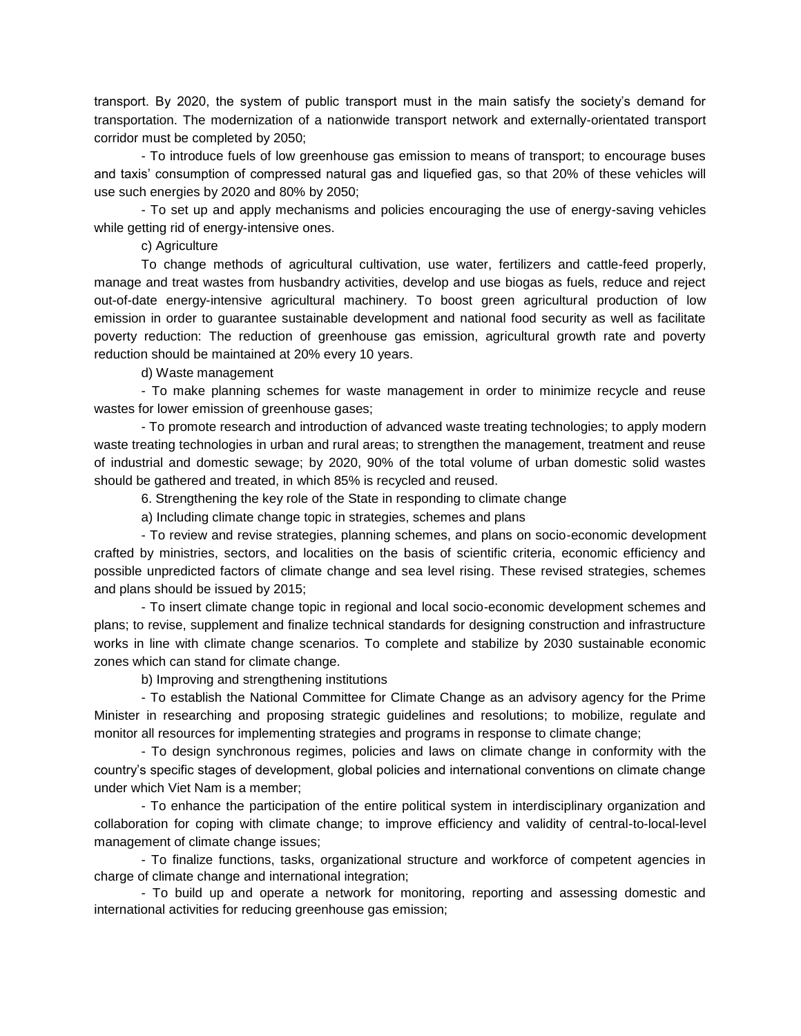transport. By 2020, the system of public transport must in the main satisfy the society's demand for transportation. The modernization of a nationwide transport network and externally-orientated transport corridor must be completed by 2050;

- To introduce fuels of low greenhouse gas emission to means of transport; to encourage buses and taxis' consumption of compressed natural gas and liquefied gas, so that 20% of these vehicles will use such energies by 2020 and 80% by 2050;

- To set up and apply mechanisms and policies encouraging the use of energy-saving vehicles while getting rid of energy-intensive ones.

c) Agriculture

To change methods of agricultural cultivation, use water, fertilizers and cattle-feed properly, manage and treat wastes from husbandry activities, develop and use biogas as fuels, reduce and reject out-of-date energy-intensive agricultural machinery. To boost green agricultural production of low emission in order to guarantee sustainable development and national food security as well as facilitate poverty reduction: The reduction of greenhouse gas emission, agricultural growth rate and poverty reduction should be maintained at 20% every 10 years.

d) Waste management

- To make planning schemes for waste management in order to minimize recycle and reuse wastes for lower emission of greenhouse gases;

- To promote research and introduction of advanced waste treating technologies; to apply modern waste treating technologies in urban and rural areas; to strengthen the management, treatment and reuse of industrial and domestic sewage; by 2020, 90% of the total volume of urban domestic solid wastes should be gathered and treated, in which 85% is recycled and reused.

6. Strengthening the key role of the State in responding to climate change

a) Including climate change topic in strategies, schemes and plans

- To review and revise strategies, planning schemes, and plans on socio-economic development crafted by ministries, sectors, and localities on the basis of scientific criteria, economic efficiency and possible unpredicted factors of climate change and sea level rising. These revised strategies, schemes and plans should be issued by 2015;

- To insert climate change topic in regional and local socio-economic development schemes and plans; to revise, supplement and finalize technical standards for designing construction and infrastructure works in line with climate change scenarios. To complete and stabilize by 2030 sustainable economic zones which can stand for climate change.

b) Improving and strengthening institutions

- To establish the National Committee for Climate Change as an advisory agency for the Prime Minister in researching and proposing strategic guidelines and resolutions; to mobilize, regulate and monitor all resources for implementing strategies and programs in response to climate change;

- To design synchronous regimes, policies and laws on climate change in conformity with the country's specific stages of development, global policies and international conventions on climate change under which Viet Nam is a member;

- To enhance the participation of the entire political system in interdisciplinary organization and collaboration for coping with climate change; to improve efficiency and validity of central-to-local-level management of climate change issues;

- To finalize functions, tasks, organizational structure and workforce of competent agencies in charge of climate change and international integration;

- To build up and operate a network for monitoring, reporting and assessing domestic and international activities for reducing greenhouse gas emission;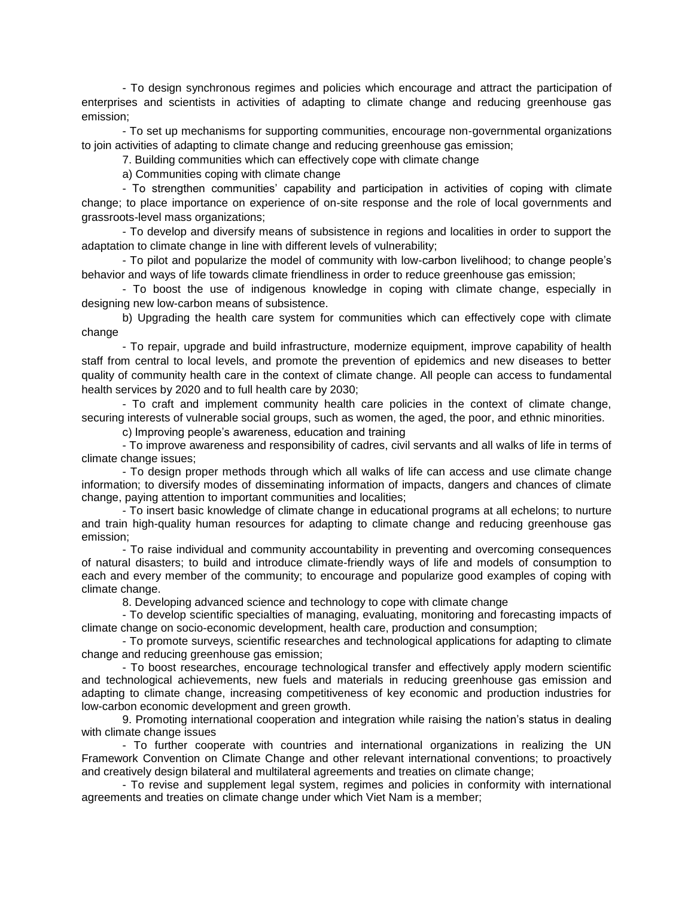- To design synchronous regimes and policies which encourage and attract the participation of enterprises and scientists in activities of adapting to climate change and reducing greenhouse gas emission;

- To set up mechanisms for supporting communities, encourage non-governmental organizations to join activities of adapting to climate change and reducing greenhouse gas emission;

7. Building communities which can effectively cope with climate change

a) Communities coping with climate change

- To strengthen communities' capability and participation in activities of coping with climate change; to place importance on experience of on-site response and the role of local governments and grassroots-level mass organizations;

- To develop and diversify means of subsistence in regions and localities in order to support the adaptation to climate change in line with different levels of vulnerability;

- To pilot and popularize the model of community with low-carbon livelihood; to change people's behavior and ways of life towards climate friendliness in order to reduce greenhouse gas emission;

- To boost the use of indigenous knowledge in coping with climate change, especially in designing new low-carbon means of subsistence.

b) Upgrading the health care system for communities which can effectively cope with climate change

- To repair, upgrade and build infrastructure, modernize equipment, improve capability of health staff from central to local levels, and promote the prevention of epidemics and new diseases to better quality of community health care in the context of climate change. All people can access to fundamental health services by 2020 and to full health care by 2030;

- To craft and implement community health care policies in the context of climate change, securing interests of vulnerable social groups, such as women, the aged, the poor, and ethnic minorities.

c) Improving people's awareness, education and training

- To improve awareness and responsibility of cadres, civil servants and all walks of life in terms of climate change issues;

- To design proper methods through which all walks of life can access and use climate change information; to diversify modes of disseminating information of impacts, dangers and chances of climate change, paying attention to important communities and localities;

- To insert basic knowledge of climate change in educational programs at all echelons; to nurture and train high-quality human resources for adapting to climate change and reducing greenhouse gas emission;

- To raise individual and community accountability in preventing and overcoming consequences of natural disasters; to build and introduce climate-friendly ways of life and models of consumption to each and every member of the community; to encourage and popularize good examples of coping with climate change.

8. Developing advanced science and technology to cope with climate change

- To develop scientific specialties of managing, evaluating, monitoring and forecasting impacts of climate change on socio-economic development, health care, production and consumption;

- To promote surveys, scientific researches and technological applications for adapting to climate change and reducing greenhouse gas emission;

- To boost researches, encourage technological transfer and effectively apply modern scientific and technological achievements, new fuels and materials in reducing greenhouse gas emission and adapting to climate change, increasing competitiveness of key economic and production industries for low-carbon economic development and green growth.

9. Promoting international cooperation and integration while raising the nation's status in dealing with climate change issues

- To further cooperate with countries and international organizations in realizing the UN Framework Convention on Climate Change and other relevant international conventions; to proactively and creatively design bilateral and multilateral agreements and treaties on climate change;

- To revise and supplement legal system, regimes and policies in conformity with international agreements and treaties on climate change under which Viet Nam is a member;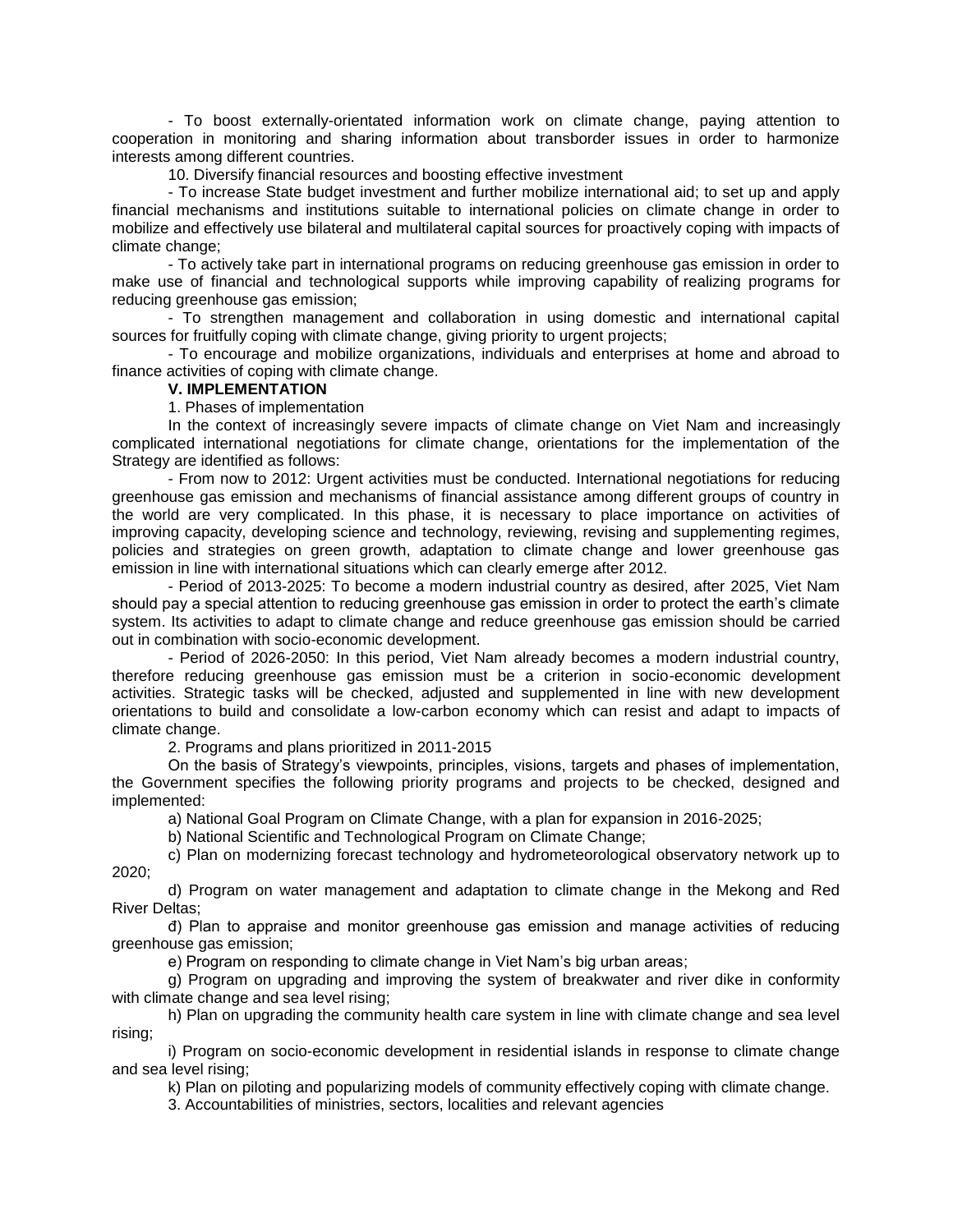- To boost externally-orientated information work on climate change, paying attention to cooperation in monitoring and sharing information about transborder issues in order to harmonize interests among different countries.

10. Diversify financial resources and boosting effective investment

- To increase State budget investment and further mobilize international aid; to set up and apply financial mechanisms and institutions suitable to international policies on climate change in order to mobilize and effectively use bilateral and multilateral capital sources for proactively coping with impacts of climate change;

- To actively take part in international programs on reducing greenhouse gas emission in order to make use of financial and technological supports while improving capability of realizing programs for reducing greenhouse gas emission;

- To strengthen management and collaboration in using domestic and international capital sources for fruitfully coping with climate change, giving priority to urgent projects;

- To encourage and mobilize organizations, individuals and enterprises at home and abroad to finance activities of coping with climate change.

**V. IMPLEMENTATION**

1. Phases of implementation

In the context of increasingly severe impacts of climate change on Viet Nam and increasingly complicated international negotiations for climate change, orientations for the implementation of the Strategy are identified as follows:

- From now to 2012: Urgent activities must be conducted. International negotiations for reducing greenhouse gas emission and mechanisms of financial assistance among different groups of country in the world are very complicated. In this phase, it is necessary to place importance on activities of improving capacity, developing science and technology, reviewing, revising and supplementing regimes, policies and strategies on green growth, adaptation to climate change and lower greenhouse gas emission in line with international situations which can clearly emerge after 2012.

- Period of 2013-2025: To become a modern industrial country as desired, after 2025, Viet Nam should pay a special attention to reducing greenhouse gas emission in order to protect the earth's climate system. Its activities to adapt to climate change and reduce greenhouse gas emission should be carried out in combination with socio-economic development.

- Period of 2026-2050: In this period, Viet Nam already becomes a modern industrial country, therefore reducing greenhouse gas emission must be a criterion in socio-economic development activities. Strategic tasks will be checked, adjusted and supplemented in line with new development orientations to build and consolidate a low-carbon economy which can resist and adapt to impacts of climate change.

2. Programs and plans prioritized in 2011-2015

On the basis of Strategy's viewpoints, principles, visions, targets and phases of implementation, the Government specifies the following priority programs and projects to be checked, designed and implemented:

a) National Goal Program on Climate Change, with a plan for expansion in 2016-2025;

b) National Scientific and Technological Program on Climate Change;

c) Plan on modernizing forecast technology and hydrometeorological observatory network up to 2020;

d) Program on water management and adaptation to climate change in the Mekong and Red River Deltas;

đ) Plan to appraise and monitor greenhouse gas emission and manage activities of reducing greenhouse gas emission;

e) Program on responding to climate change in Viet Nam's big urban areas;

g) Program on upgrading and improving the system of breakwater and river dike in conformity with climate change and sea level rising;

h) Plan on upgrading the community health care system in line with climate change and sea level rising;

i) Program on socio-economic development in residential islands in response to climate change and sea level rising;

k) Plan on piloting and popularizing models of community effectively coping with climate change.

3. Accountabilities of ministries, sectors, localities and relevant agencies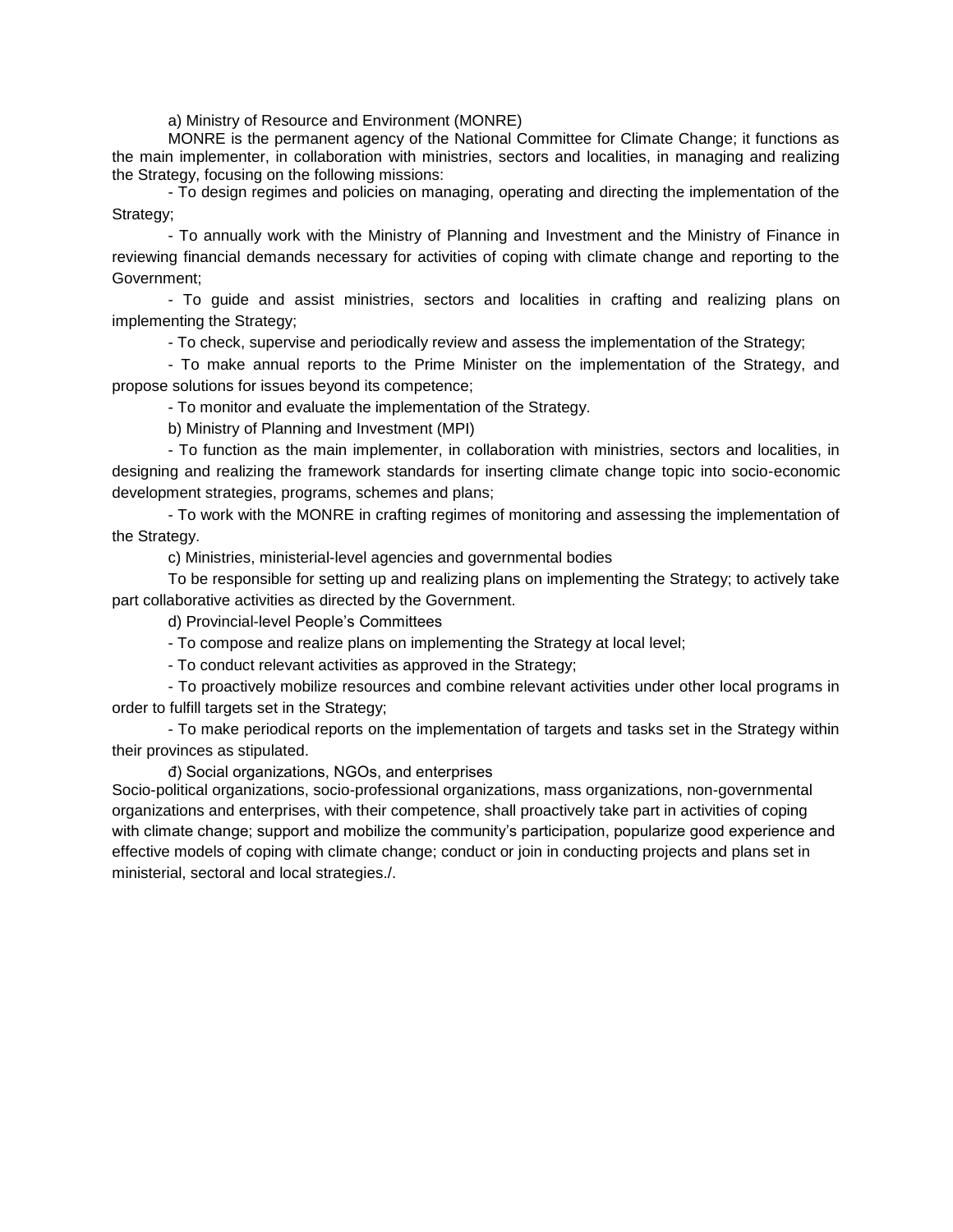a) Ministry of Resource and Environment (MONRE)

MONRE is the permanent agency of the National Committee for Climate Change; it functions as the main implementer, in collaboration with ministries, sectors and localities, in managing and realizing the Strategy, focusing on the following missions:

- To design regimes and policies on managing, operating and directing the implementation of the Strategy;
- To annually work with the Ministry of Planning and Investment and the Ministry of Finance in reviewing financial demands necessary for activities of coping with climate change and reporting to the Government;
- To guide and assist ministries, sectors and localities in crafting and realizing plans on implementing the Strategy;
- To check, supervise and periodically review and assess the implementation of the Strategy;
- To make annual reports to the Prime Minister on the implementation of the Strategy, and propose solutions for issues beyond its competence;
- To monitor and evaluate the implementation of the Strategy.

b) Ministry of Planning and Investment (MPI)

- To function as the main implementer, in collaboration with ministries, sectors and localities, in designing and realizing the framework standards for inserting climate change topic into socio-economic development strategies, programs, schemes and plans;
- To work with the MONRE in crafting regimes of monitoring and assessing the implementation of the Strategy.

c) Ministries, ministerial-level agencies and governmental bodies

To be responsible for setting up and realizing plans on implementing the Strategy; to actively take part collaborative activities as directed by the Government.

d) Provincial-level People's Committees

- To compose and realize plans on implementing the Strategy at local level;
- To conduct relevant activities as approved in the Strategy;
- To proactively mobilize resources and combine relevant activities under other local programs in order to fulfill targets set in the Strategy;
- To make periodical reports on the implementation of targets and tasks set in the Strategy within their provinces as stipulated.

đ) Social organizations, NGOs, and enterprises

Socio-political organizations, socio-professional organizations, mass organizations, non-governmental organizations and enterprises, with their competence, shall proactively take part in activities of coping with climate change; support and mobilize the community's participation, popularize good experience and effective models of coping with climate change; conduct or join in conducting projects and plans set in ministerial, sectoral and local strategies./.